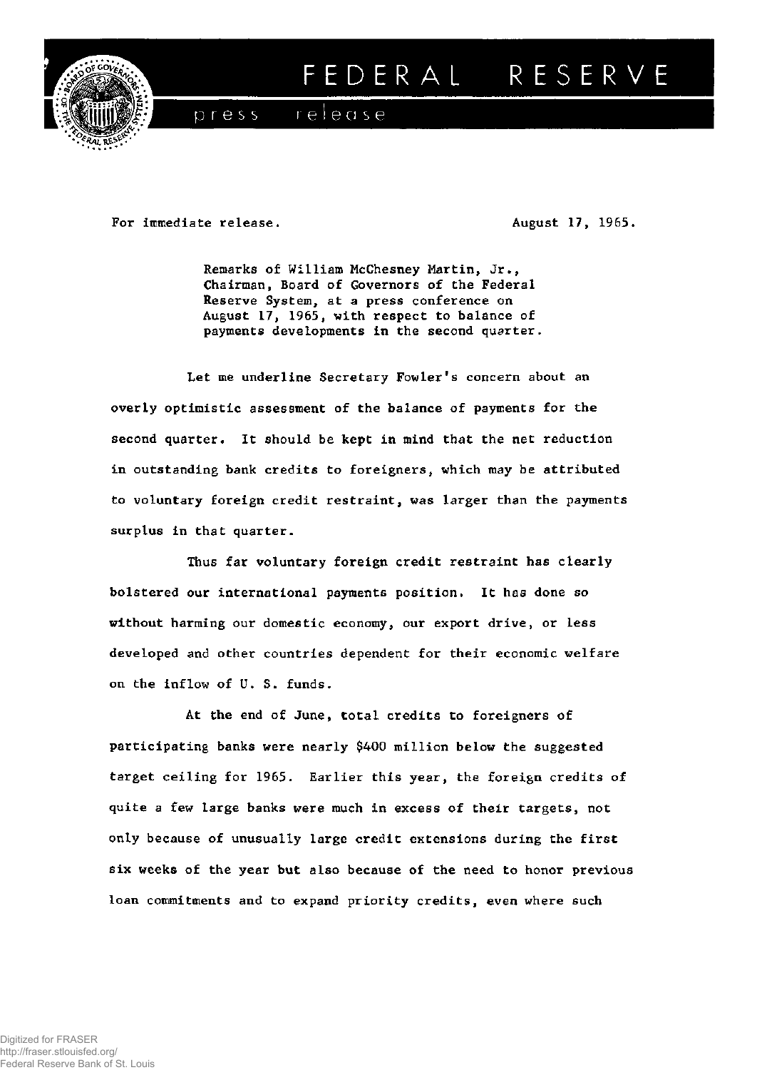# FEDERAL RESERVE

press release

For immediate release. August 17, 1965.

Remarks of William McChesney Martin, Jr., Chairman, Board of Governors of the Federal Reserve System, at a press conference on August 17, 1965, with respect to balance of payments developments in the second quarter.

Let me underline Secretary Fowler's concern about an overly optimistic assessment of the balance of payments for the second quarter. It should be kept in mind that the net reduction in outstanding bank credits to foreigners, which may be attributed to voluntary foreign credit restraint, was larger than the payments surplus in that quarter.

Thus far voluntary foreign credit restraint has clearly bolstered our international payments position. It has done so without harming our domestic economy, our export drive, or less developed and other countries dependent for their economic welfare on the inflow of U. S. funds.

At the end of June, total credits to foreigners of participating banks were nearly $400 million below the suggested target ceiling for 1965. Earlier this year, the foreign credits of quite a few large banks were much in excess of their targets, not only because of unusually large credit extensions during the first six weeks of the year but also because of the need to honor previous loan commitments and to expand priority credits, even where such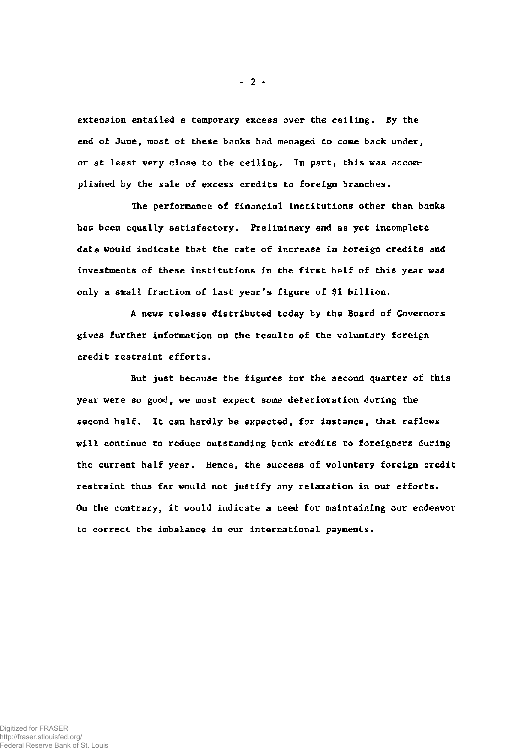extension entailed a temporary excess over the ceiling. By the end of June, most of these banks had managed to come back under, or at least very close to the ceiling. In part, this was accomplished by the sale of excess credits to foreign branches.

The performance of financial institutions other than banks has been equally satisfactory. Preliminary and as yet incomplete data would indicate that the rate of increase in foreign credits and investments of these institutions in the first half of this year was only a small fraction of last year's figure of $1 billion.

A news release distributed today by the Board of Governors gives further information on the results of the voluntary foreign credit restraint efforts.

But just because the figures for the second quarter of this year were so good, we must expect some deterioration during the second half. It can hardly be expected, for instance, that reflows will continue to reduce outstanding bank credits to foreigners during the current half year. Hence, the success of voluntary foreign credit restraint thus far would not justify any relaxation in our efforts. On the contrary, it would indicate a need for maintaining our endeavor to correct the imbalance in our international payments.